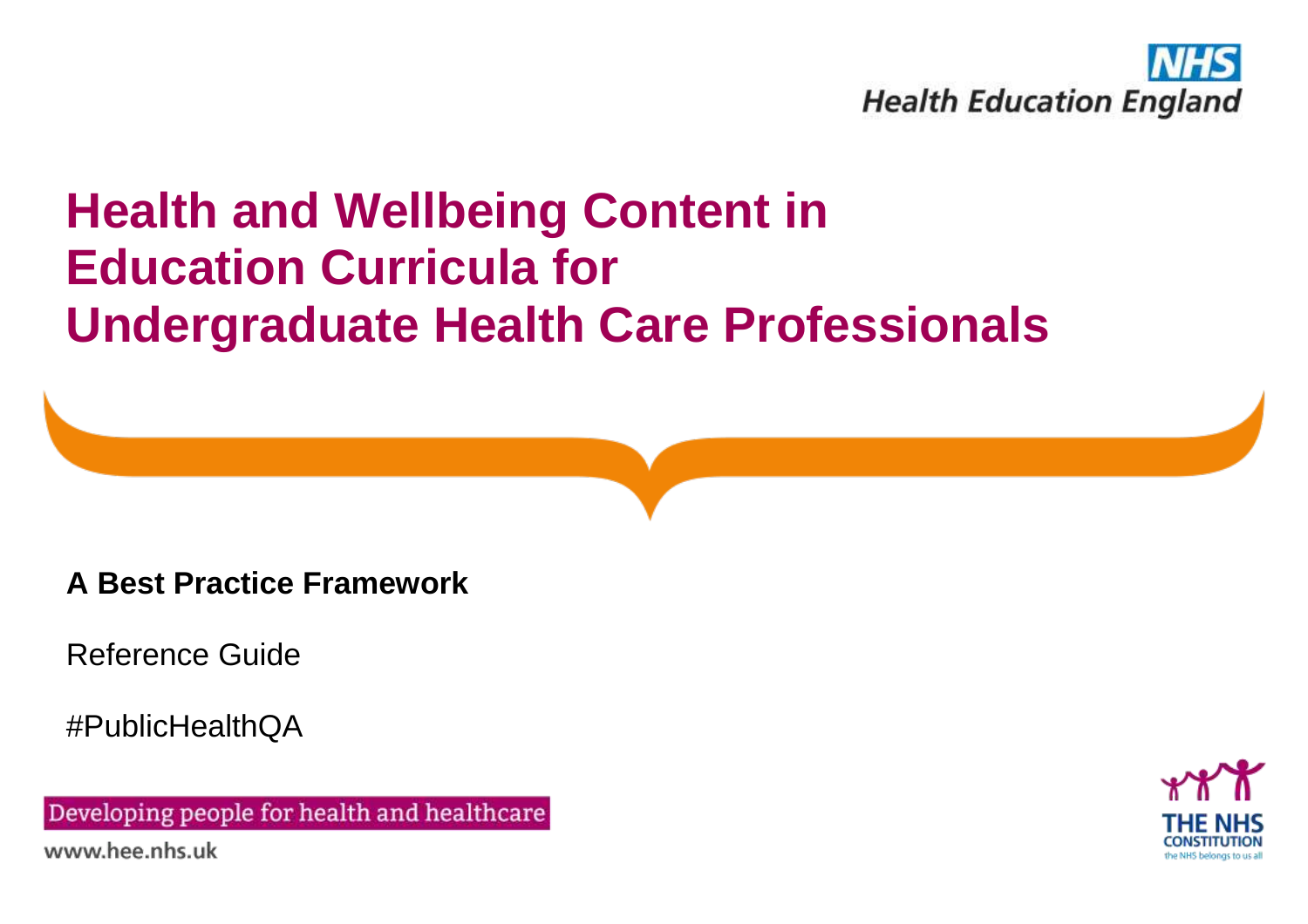NHS
Health Education England

# Health and Wellbeing Content in Education Curricula for Undergraduate Health Care Professionals

**A Best Practice Framework**

Reference Guide

#PublicHealthQA

Developing people for health and healthcare

www.hee.nhs.uk

THE NHS CONSTITUTION
the NHS belongs to us all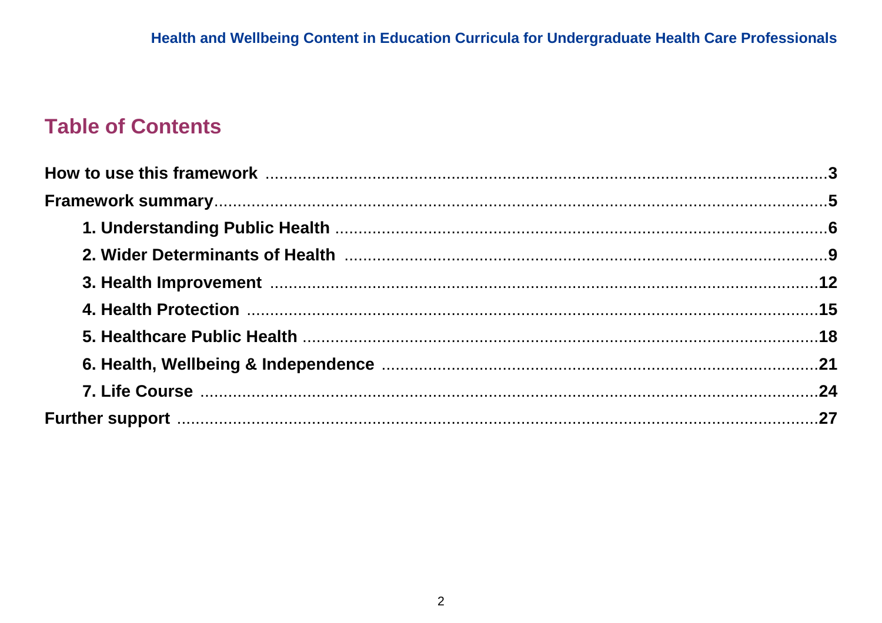## Table of Contents

- **How to use this framework** .... 3
- **Framework summary** .... 5
  - **1. Understanding Public Health** .... 6
  - **2. Wider Determinants of Health** .... 9
  - **3. Health Improvement** .... 12
  - **4. Health Protection** .... 15
  - **5. Healthcare Public Health** .... 18
  - **6. Health, Wellbeing & Independence** .... 21
  - **7. Life Course** .... 24
- **Further support** .... 27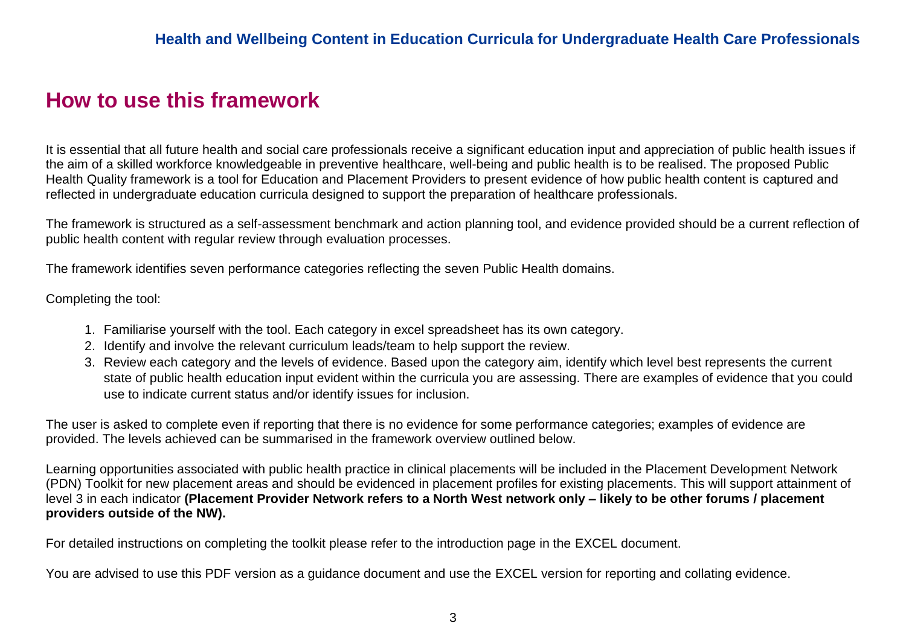# How to use this framework

It is essential that all future health and social care professionals receive a significant education input and appreciation of public health issues if the aim of a skilled workforce knowledgeable in preventive healthcare, well-being and public health is to be realised. The proposed Public Health Quality framework is a tool for Education and Placement Providers to present evidence of how public health content is captured and reflected in undergraduate education curricula designed to support the preparation of healthcare professionals.

The framework is structured as a self-assessment benchmark and action planning tool, and evidence provided should be a current reflection of public health content with regular review through evaluation processes.

The framework identifies seven performance categories reflecting the seven Public Health domains.

Completing the tool:

1. Familiarise yourself with the tool. Each category in excel spreadsheet has its own category.
2. Identify and involve the relevant curriculum leads/team to help support the review.
3. Review each category and the levels of evidence. Based upon the category aim, identify which level best represents the current state of public health education input evident within the curricula you are assessing. There are examples of evidence that you could use to indicate current status and/or identify issues for inclusion.

The user is asked to complete even if reporting that there is no evidence for some performance categories; examples of evidence are provided. The levels achieved can be summarised in the framework overview outlined below.

Learning opportunities associated with public health practice in clinical placements will be included in the Placement Development Network (PDN) Toolkit for new placement areas and should be evidenced in placement profiles for existing placements. This will support attainment of level 3 in each indicator **(Placement Provider Network refers to a North West network only – likely to be other forums / placement providers outside of the NW).**

For detailed instructions on completing the toolkit please refer to the introduction page in the EXCEL document.

You are advised to use this PDF version as a guidance document and use the EXCEL version for reporting and collating evidence.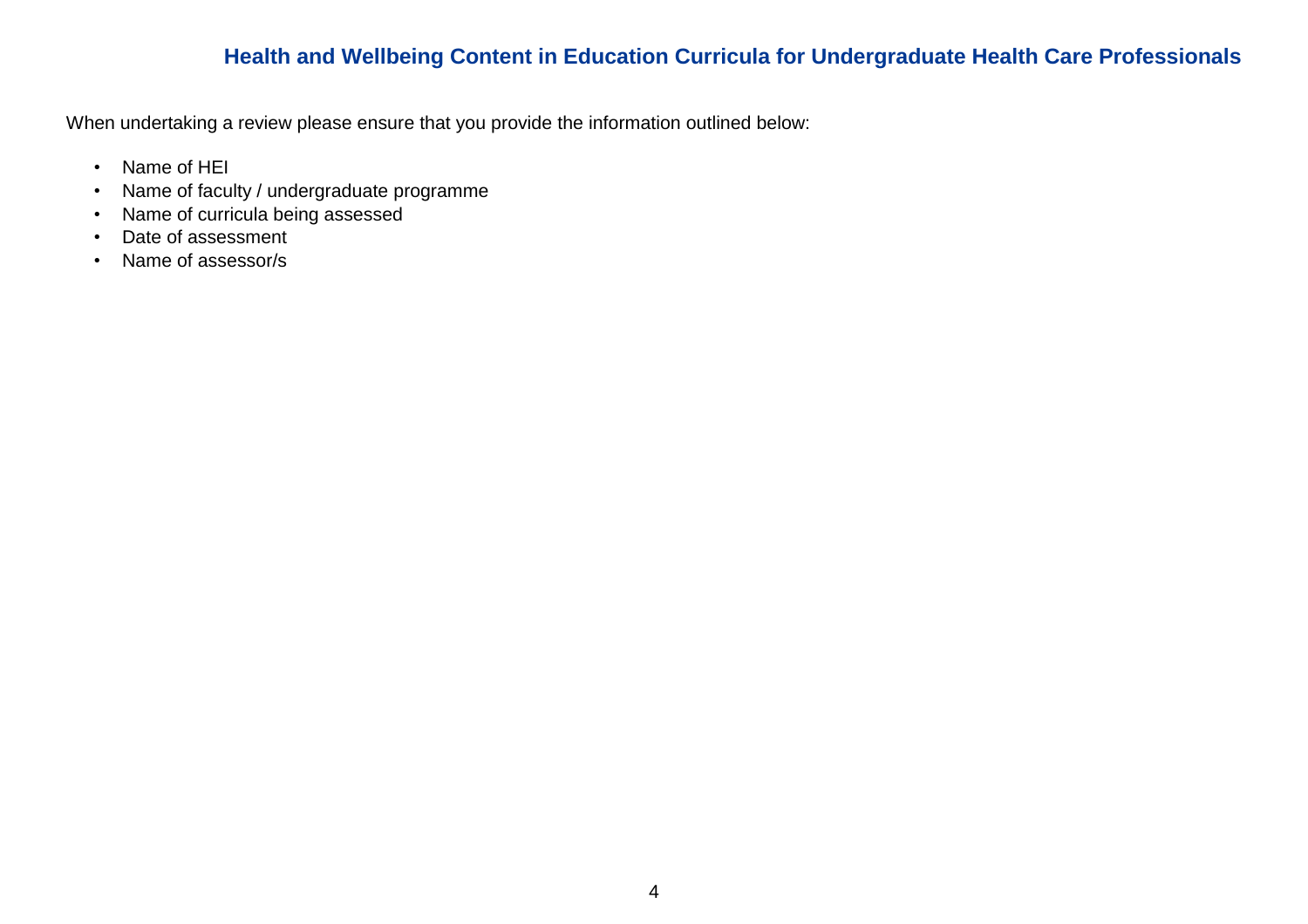## Health and Wellbeing Content in Education Curricula for Undergraduate Health Care Professionals

When undertaking a review please ensure that you provide the information outlined below:

- Name of HEI
- Name of faculty / undergraduate programme
- Name of curricula being assessed
- Date of assessment
- Name of assessor/s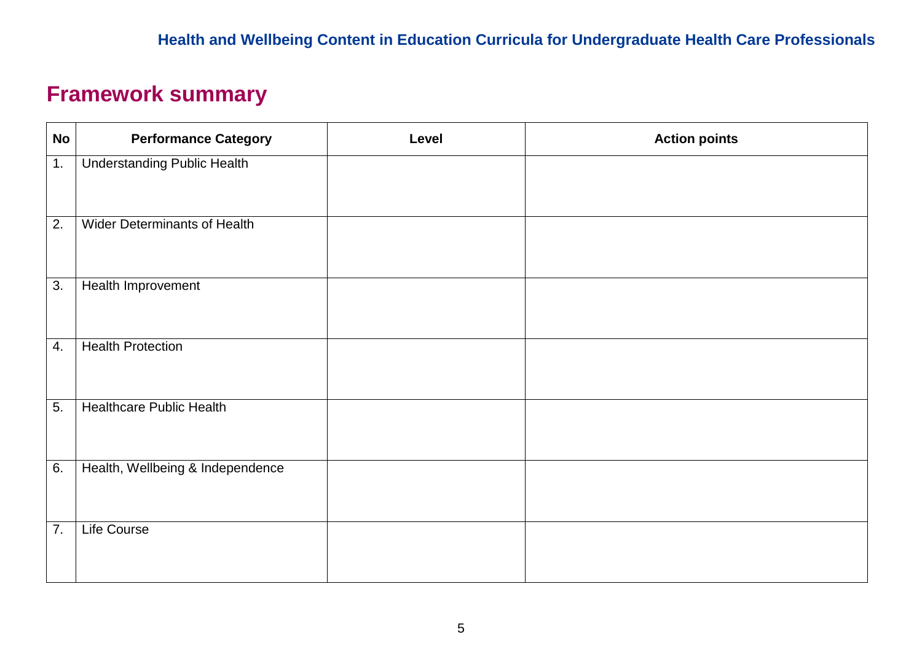## Framework summary

| No | Performance Category | Level | Action points |
|---|---|---|---|
| 1. | Understanding Public Health | | |
| 2. | Wider Determinants of Health | | |
| 3. | Health Improvement | | |
| 4. | Health Protection | | |
| 5. | Healthcare Public Health | | |
| 6. | Health, Wellbeing & Independence | | |
| 7. | Life Course | | |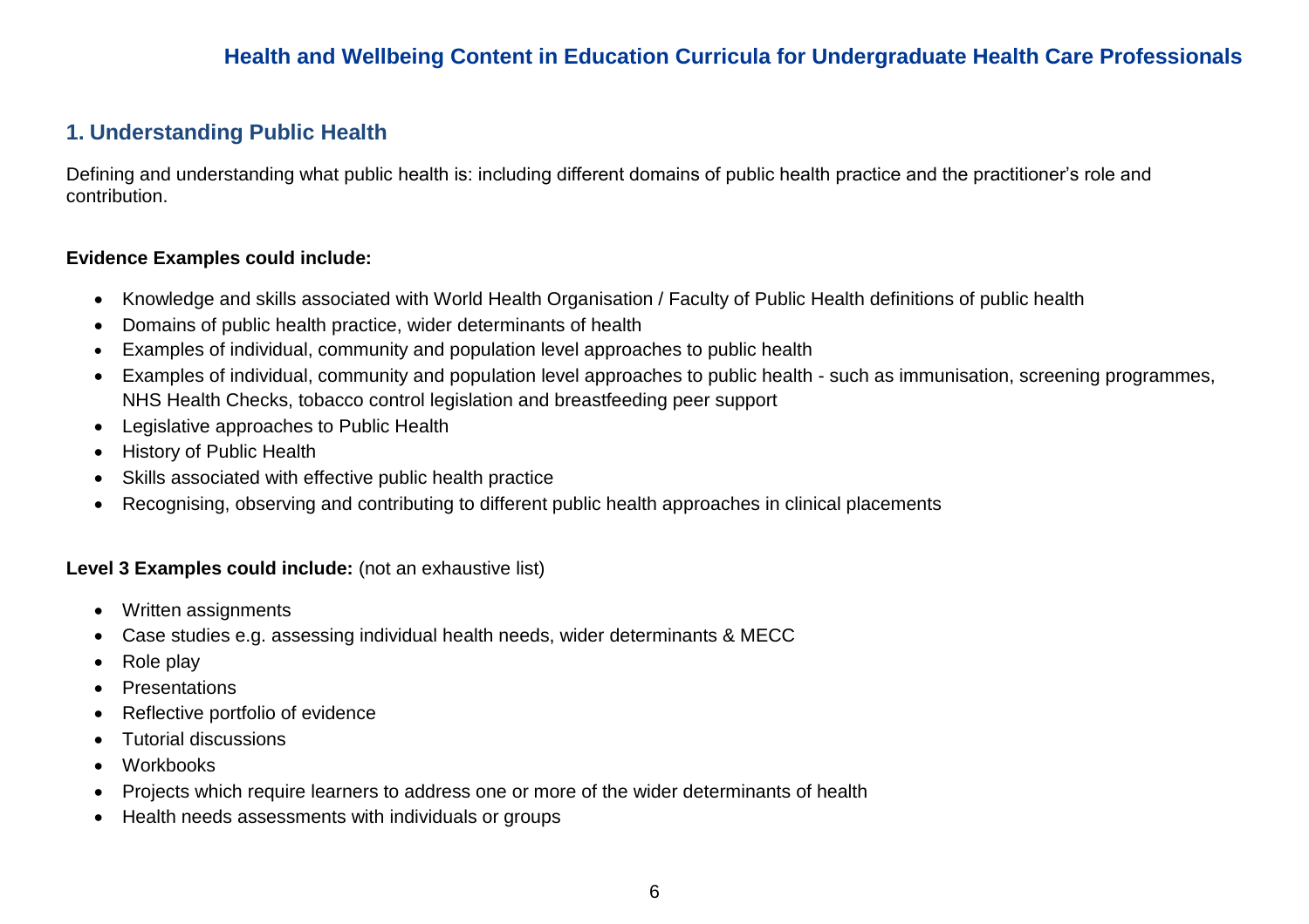## 1. Understanding Public Health

Defining and understanding what public health is: including different domains of public health practice and the practitioner's role and contribution.

**Evidence Examples could include:**

- Knowledge and skills associated with World Health Organisation / Faculty of Public Health definitions of public health
- Domains of public health practice, wider determinants of health
- Examples of individual, community and population level approaches to public health
- Examples of individual, community and population level approaches to public health - such as immunisation, screening programmes, NHS Health Checks, tobacco control legislation and breastfeeding peer support
- Legislative approaches to Public Health
- History of Public Health
- Skills associated with effective public health practice
- Recognising, observing and contributing to different public health approaches in clinical placements

**Level 3 Examples could include:** (not an exhaustive list)

- Written assignments
- Case studies e.g. assessing individual health needs, wider determinants & MECC
- Role play
- Presentations
- Reflective portfolio of evidence
- Tutorial discussions
- Workbooks
- Projects which require learners to address one or more of the wider determinants of health
- Health needs assessments with individuals or groups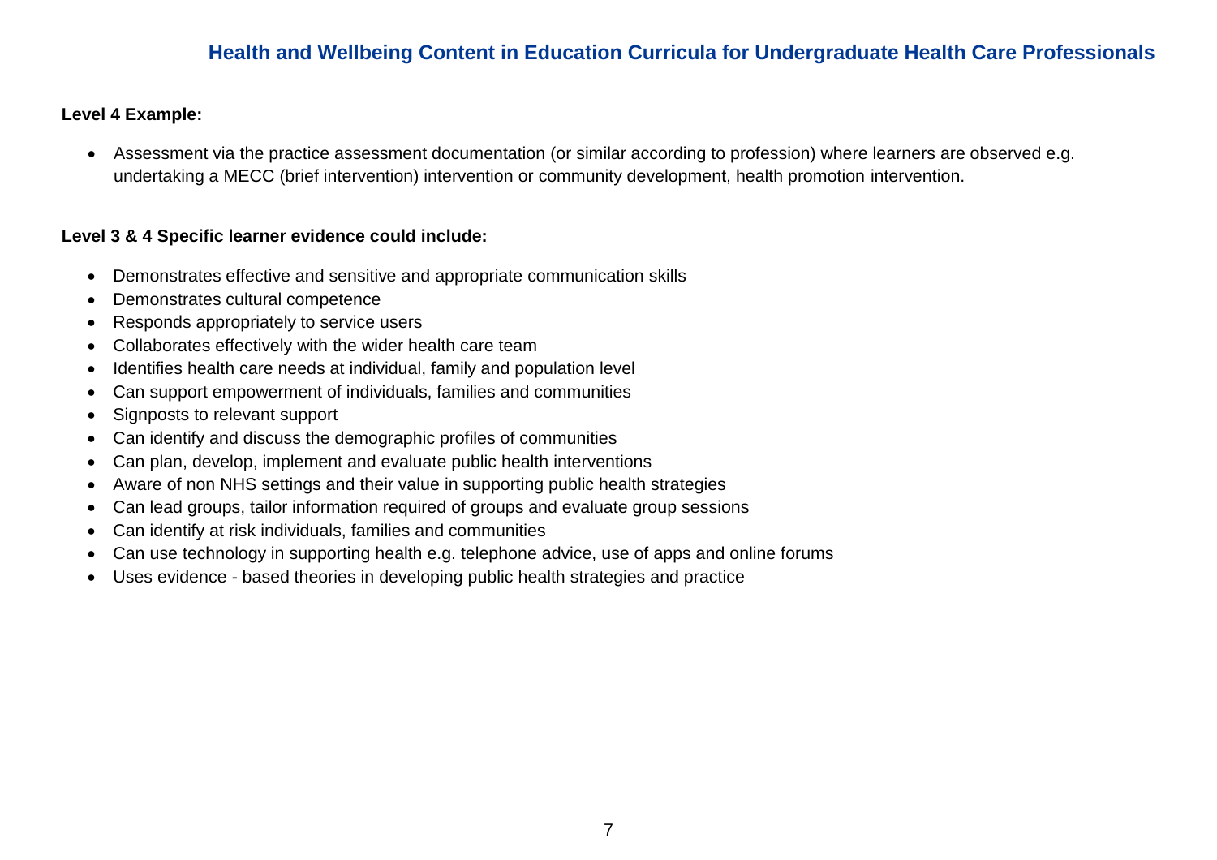**Level 4 Example:**

- Assessment via the practice assessment documentation (or similar according to profession) where learners are observed e.g. undertaking a MECC (brief intervention) intervention or community development, health promotion intervention.

**Level 3 & 4 Specific learner evidence could include:**

- Demonstrates effective and sensitive and appropriate communication skills
- Demonstrates cultural competence
- Responds appropriately to service users
- Collaborates effectively with the wider health care team
- Identifies health care needs at individual, family and population level
- Can support empowerment of individuals, families and communities
- Signposts to relevant support
- Can identify and discuss the demographic profiles of communities
- Can plan, develop, implement and evaluate public health interventions
- Aware of non NHS settings and their value in supporting public health strategies
- Can lead groups, tailor information required of groups and evaluate group sessions
- Can identify at risk individuals, families and communities
- Can use technology in supporting health e.g. telephone advice, use of apps and online forums
- Uses evidence - based theories in developing public health strategies and practice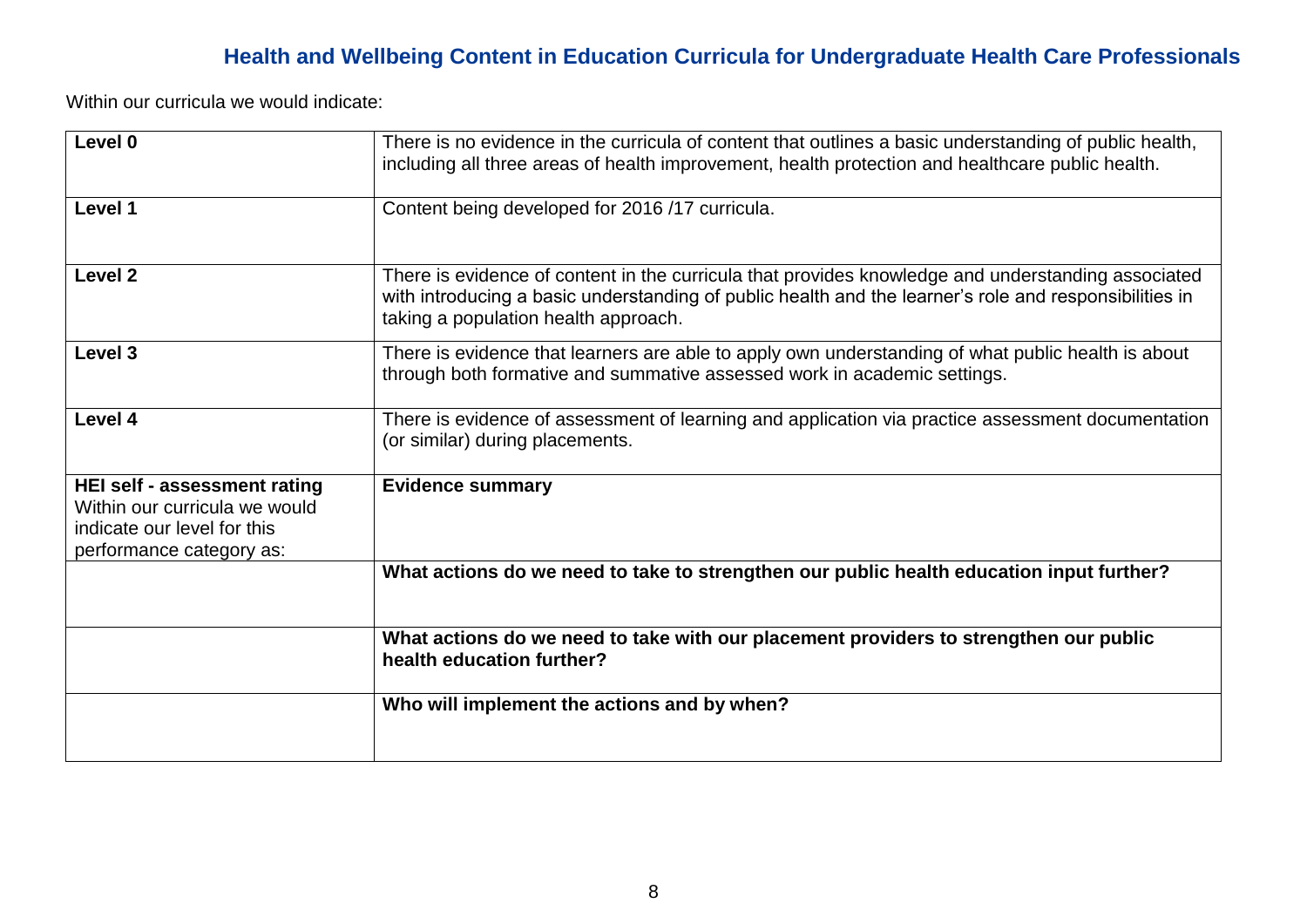## Health and Wellbeing Content in Education Curricula for Undergraduate Health Care Professionals

Within our curricula we would indicate:

| | |
|---|---|
| **Level 0** | There is no evidence in the curricula of content that outlines a basic understanding of public health, including all three areas of health improvement, health protection and healthcare public health. |
| **Level 1** | Content being developed for 2016 /17 curricula. |
| **Level 2** | There is evidence of content in the curricula that provides knowledge and understanding associated with introducing a basic understanding of public health and the learner's role and responsibilities in taking a population health approach. |
| **Level 3** | There is evidence that learners are able to apply own understanding of what public health is about through both formative and summative assessed work in academic settings. |
| **Level 4** | There is evidence of assessment of learning and application via practice assessment documentation (or similar) during placements. |
| **HEI self - assessment rating** Within our curricula we would indicate our level for this performance category as: | **Evidence summary** |
| | **What actions do we need to take to strengthen our public health education input further?** |
| | **What actions do we need to take with our placement providers to strengthen our public health education further?** |
| | **Who will implement the actions and by when?** |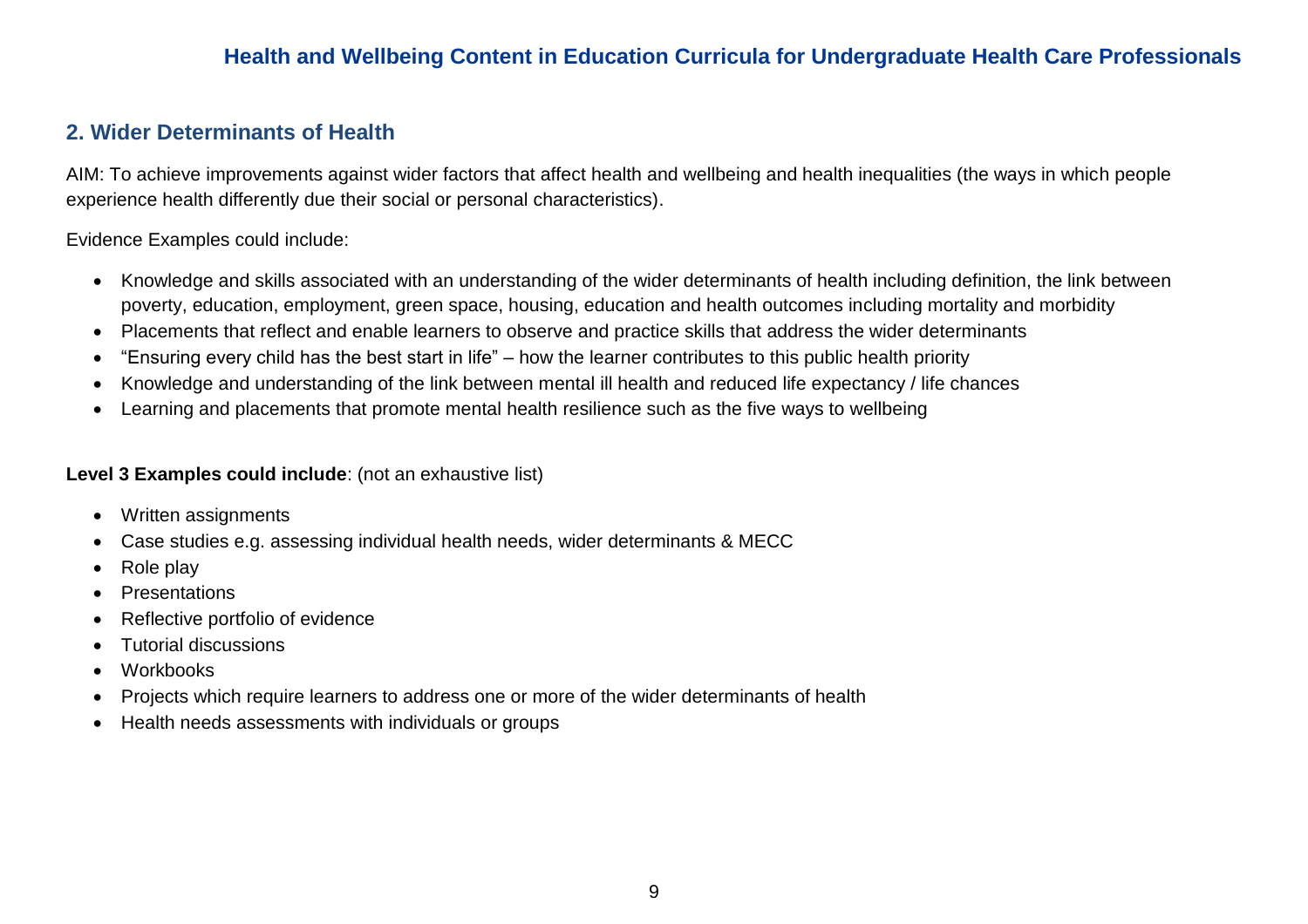## 2. Wider Determinants of Health

AIM: To achieve improvements against wider factors that affect health and wellbeing and health inequalities (the ways in which people experience health differently due their social or personal characteristics).

Evidence Examples could include:

- Knowledge and skills associated with an understanding of the wider determinants of health including definition, the link between poverty, education, employment, green space, housing, education and health outcomes including mortality and morbidity
- Placements that reflect and enable learners to observe and practice skills that address the wider determinants
- "Ensuring every child has the best start in life" – how the learner contributes to this public health priority
- Knowledge and understanding of the link between mental ill health and reduced life expectancy / life chances
- Learning and placements that promote mental health resilience such as the five ways to wellbeing

**Level 3 Examples could include**: (not an exhaustive list)

- Written assignments
- Case studies e.g. assessing individual health needs, wider determinants & MECC
- Role play
- Presentations
- Reflective portfolio of evidence
- Tutorial discussions
- Workbooks
- Projects which require learners to address one or more of the wider determinants of health
- Health needs assessments with individuals or groups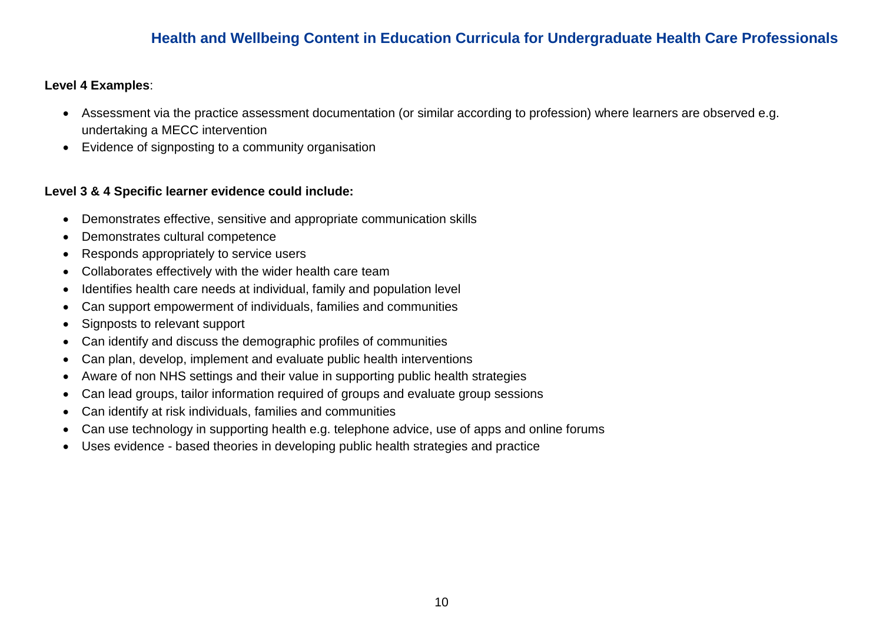**Level 4 Examples**:

- Assessment via the practice assessment documentation (or similar according to profession) where learners are observed e.g. undertaking a MECC intervention
- Evidence of signposting to a community organisation

**Level 3 & 4 Specific learner evidence could include:**

- Demonstrates effective, sensitive and appropriate communication skills
- Demonstrates cultural competence
- Responds appropriately to service users
- Collaborates effectively with the wider health care team
- Identifies health care needs at individual, family and population level
- Can support empowerment of individuals, families and communities
- Signposts to relevant support
- Can identify and discuss the demographic profiles of communities
- Can plan, develop, implement and evaluate public health interventions
- Aware of non NHS settings and their value in supporting public health strategies
- Can lead groups, tailor information required of groups and evaluate group sessions
- Can identify at risk individuals, families and communities
- Can use technology in supporting health e.g. telephone advice, use of apps and online forums
- Uses evidence - based theories in developing public health strategies and practice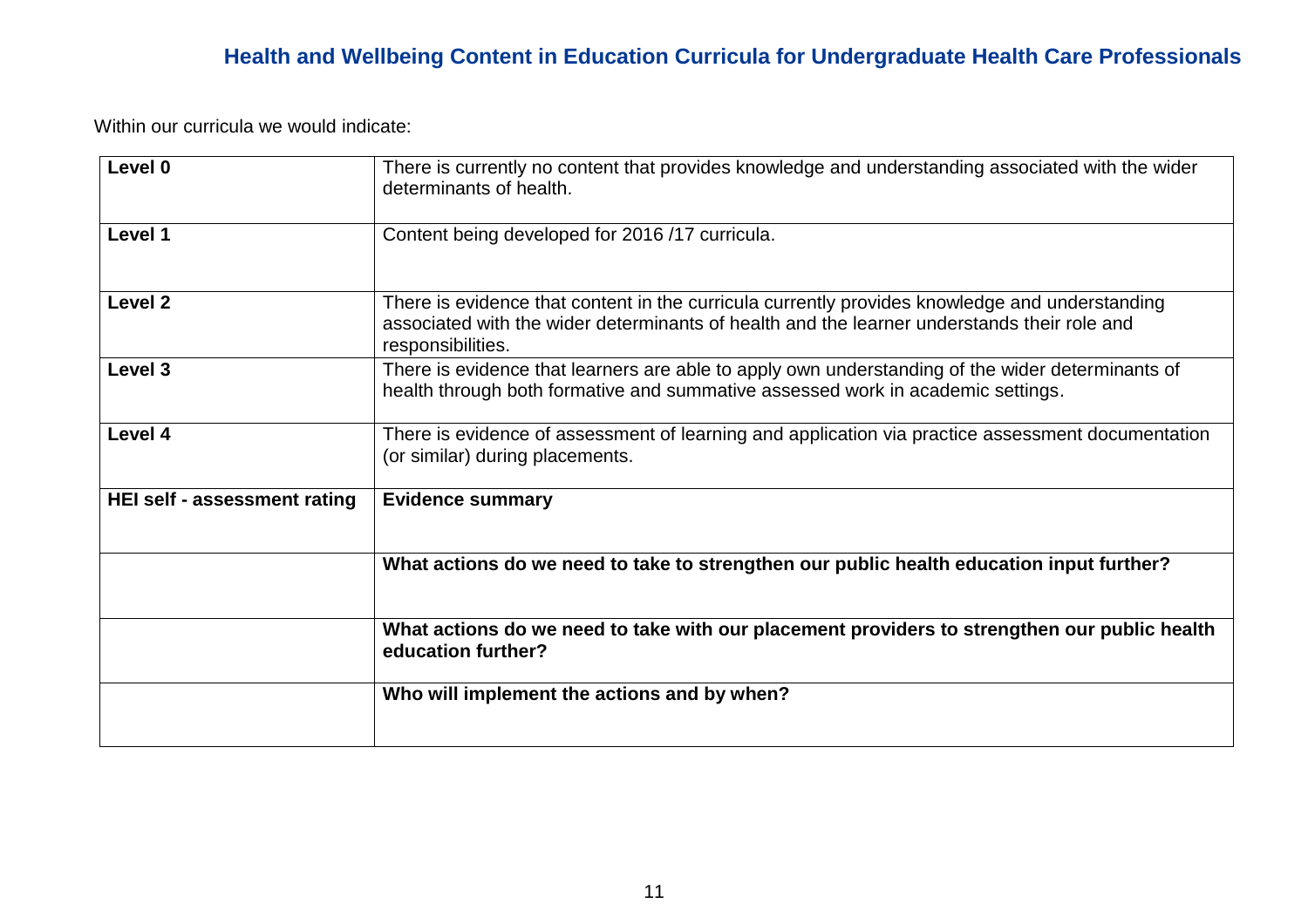## Health and Wellbeing Content in Education Curricula for Undergraduate Health Care Professionals

Within our curricula we would indicate:

| | |
|---|---|
| **Level 0** | There is currently no content that provides knowledge and understanding associated with the wider determinants of health. |
| **Level 1** | Content being developed for 2016 /17 curricula. |
| **Level 2** | There is evidence that content in the curricula currently provides knowledge and understanding associated with the wider determinants of health and the learner understands their role and responsibilities. |
| **Level 3** | There is evidence that learners are able to apply own understanding of the wider determinants of health through both formative and summative assessed work in academic settings. |
| **Level 4** | There is evidence of assessment of learning and application via practice assessment documentation (or similar) during placements. |
| **HEI self - assessment rating** | **Evidence summary** |
| | **What actions do we need to take to strengthen our public health education input further?** |
| | **What actions do we need to take with our placement providers to strengthen our public health education further?** |
| | **Who will implement the actions and by when?** |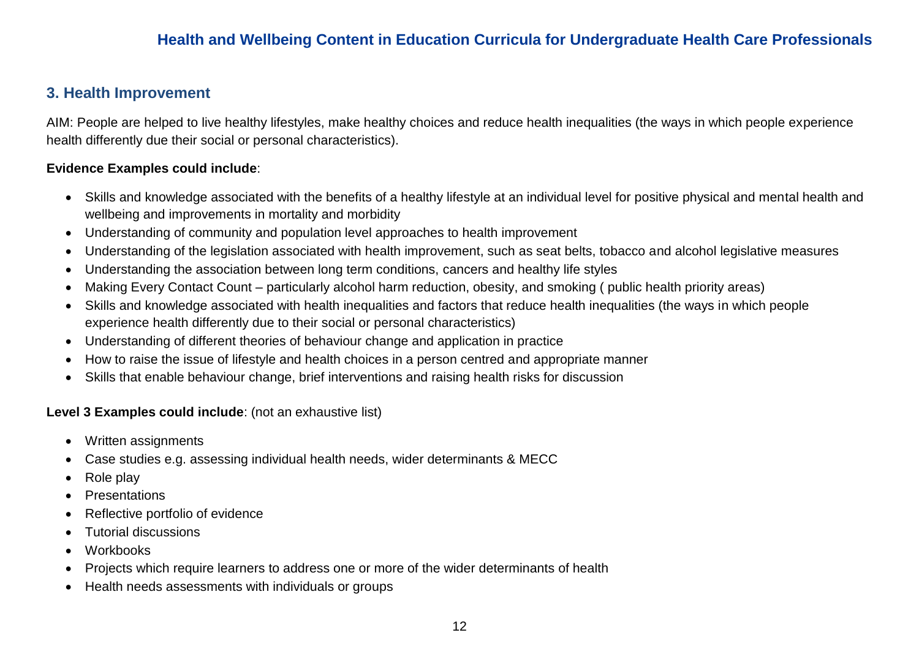## 3. Health Improvement

AIM: People are helped to live healthy lifestyles, make healthy choices and reduce health inequalities (the ways in which people experience health differently due their social or personal characteristics).

**Evidence Examples could include**:

- Skills and knowledge associated with the benefits of a healthy lifestyle at an individual level for positive physical and mental health and wellbeing and improvements in mortality and morbidity
- Understanding of community and population level approaches to health improvement
- Understanding of the legislation associated with health improvement, such as seat belts, tobacco and alcohol legislative measures
- Understanding the association between long term conditions, cancers and healthy life styles
- Making Every Contact Count – particularly alcohol harm reduction, obesity, and smoking ( public health priority areas)
- Skills and knowledge associated with health inequalities and factors that reduce health inequalities (the ways in which people experience health differently due to their social or personal characteristics)
- Understanding of different theories of behaviour change and application in practice
- How to raise the issue of lifestyle and health choices in a person centred and appropriate manner
- Skills that enable behaviour change, brief interventions and raising health risks for discussion

**Level 3 Examples could include**: (not an exhaustive list)

- Written assignments
- Case studies e.g. assessing individual health needs, wider determinants & MECC
- Role play
- Presentations
- Reflective portfolio of evidence
- Tutorial discussions
- Workbooks
- Projects which require learners to address one or more of the wider determinants of health
- Health needs assessments with individuals or groups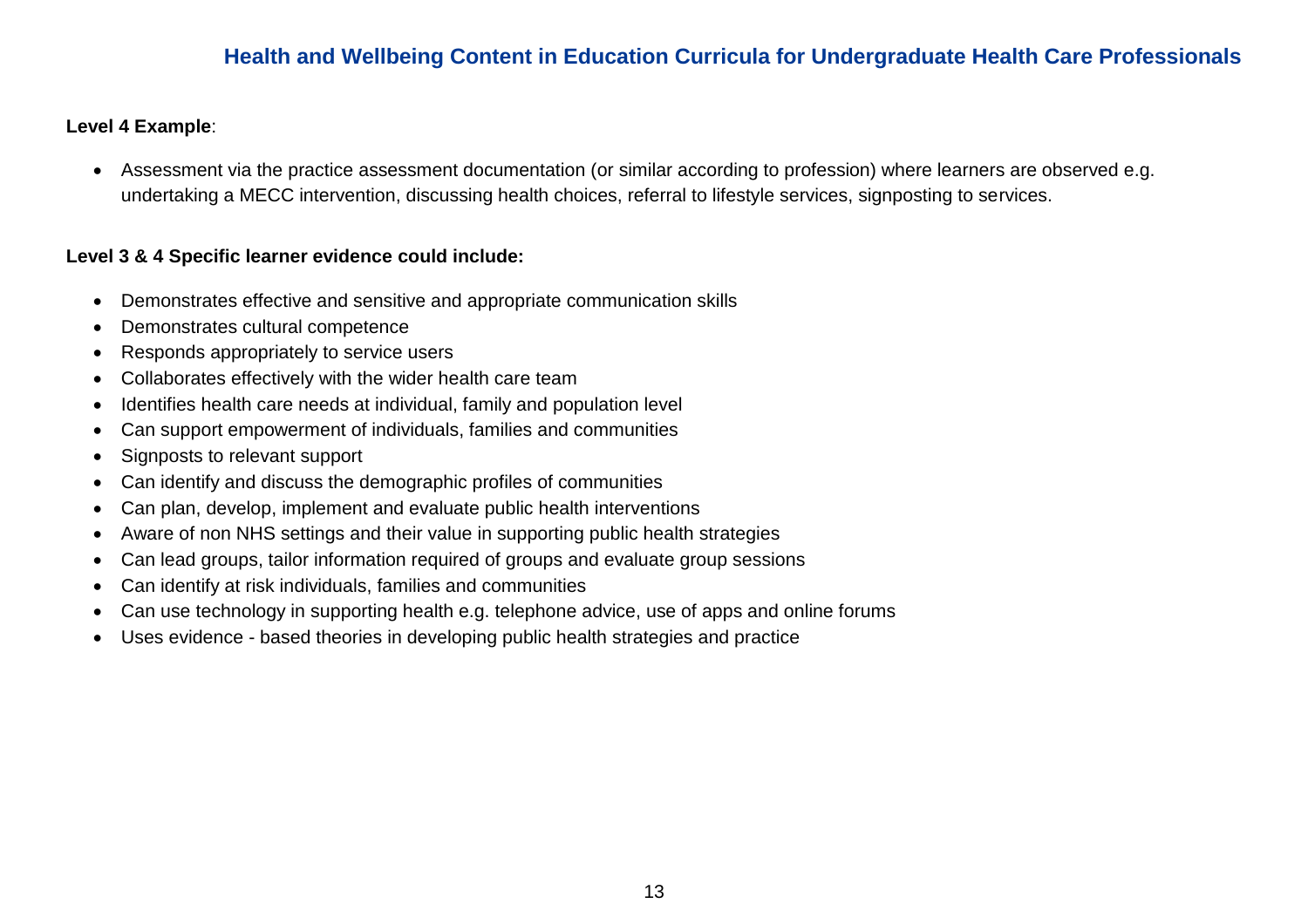**Level 4 Example**:

- Assessment via the practice assessment documentation (or similar according to profession) where learners are observed e.g. undertaking a MECC intervention, discussing health choices, referral to lifestyle services, signposting to services.

**Level 3 & 4 Specific learner evidence could include:**

- Demonstrates effective and sensitive and appropriate communication skills
- Demonstrates cultural competence
- Responds appropriately to service users
- Collaborates effectively with the wider health care team
- Identifies health care needs at individual, family and population level
- Can support empowerment of individuals, families and communities
- Signposts to relevant support
- Can identify and discuss the demographic profiles of communities
- Can plan, develop, implement and evaluate public health interventions
- Aware of non NHS settings and their value in supporting public health strategies
- Can lead groups, tailor information required of groups and evaluate group sessions
- Can identify at risk individuals, families and communities
- Can use technology in supporting health e.g. telephone advice, use of apps and online forums
- Uses evidence - based theories in developing public health strategies and practice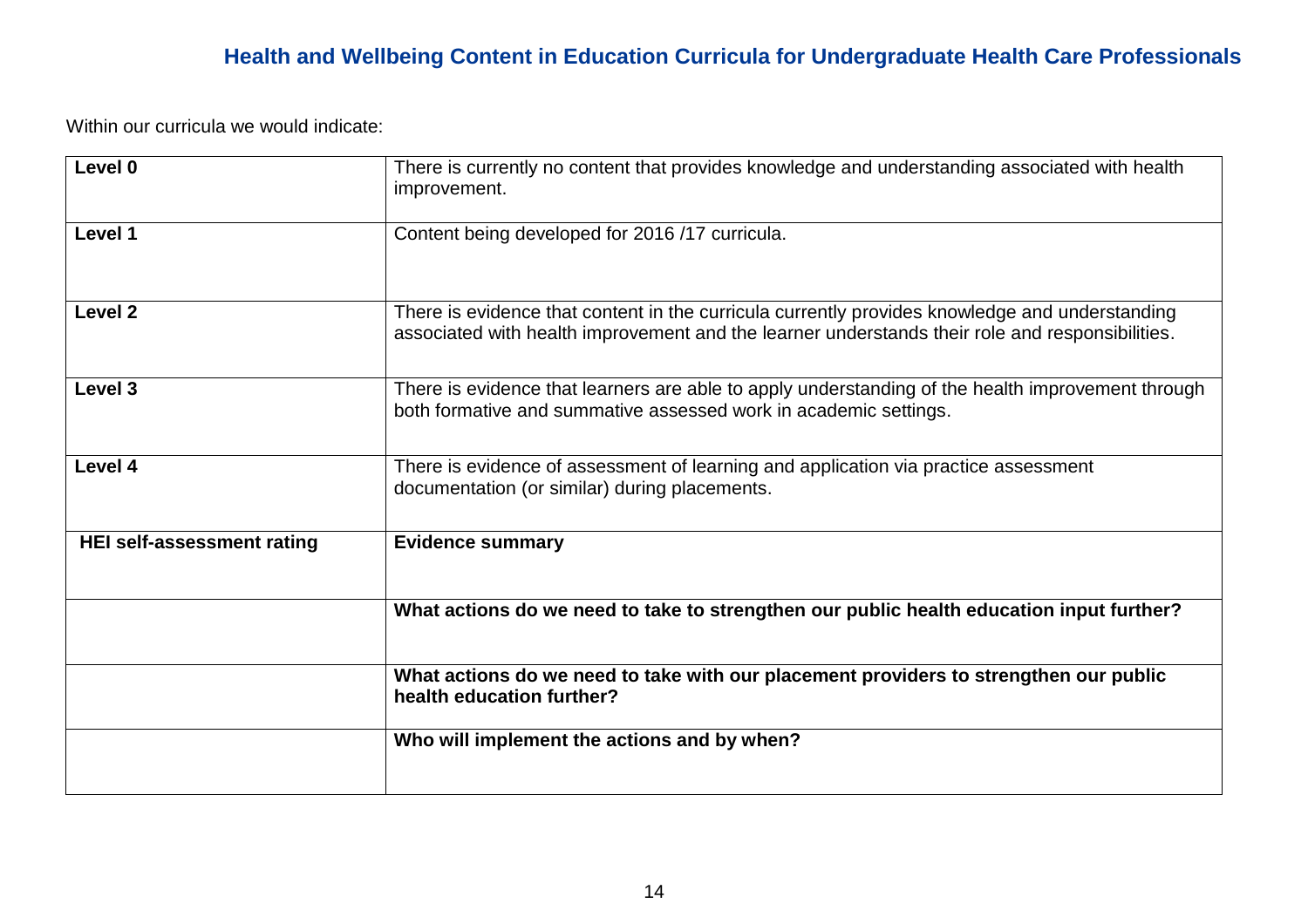## Health and Wellbeing Content in Education Curricula for Undergraduate Health Care Professionals

Within our curricula we would indicate:

| | |
|---|---|
| **Level 0** | There is currently no content that provides knowledge and understanding associated with health improvement. |
| **Level 1** | Content being developed for 2016 /17 curricula. |
| **Level 2** | There is evidence that content in the curricula currently provides knowledge and understanding associated with health improvement and the learner understands their role and responsibilities. |
| **Level 3** | There is evidence that learners are able to apply understanding of the health improvement through both formative and summative assessed work in academic settings. |
| **Level 4** | There is evidence of assessment of learning and application via practice assessment documentation (or similar) during placements. |
| **HEI self-assessment rating** | **Evidence summary** |
| | **What actions do we need to take to strengthen our public health education input further?** |
| | **What actions do we need to take with our placement providers to strengthen our public health education further?** |
| | **Who will implement the actions and by when?** |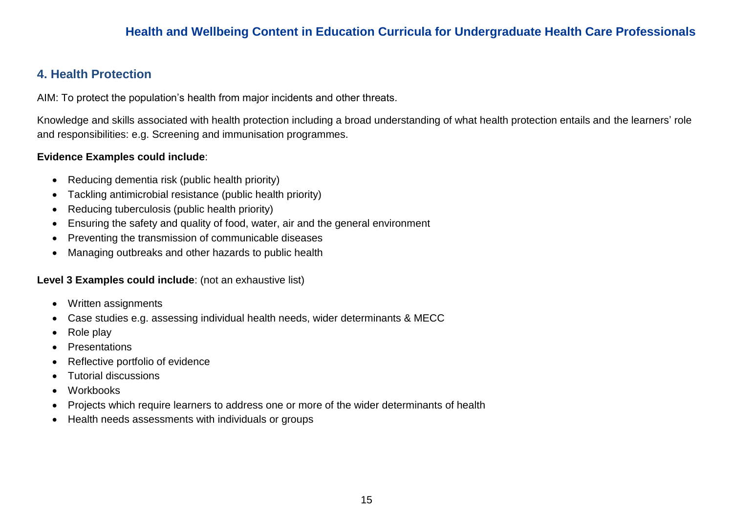## 4. Health Protection

AIM: To protect the population’s health from major incidents and other threats.

Knowledge and skills associated with health protection including a broad understanding of what health protection entails and the learners’ role and responsibilities: e.g. Screening and immunisation programmes.

**Evidence Examples could include**:

- Reducing dementia risk (public health priority)
- Tackling antimicrobial resistance (public health priority)
- Reducing tuberculosis (public health priority)
- Ensuring the safety and quality of food, water, air and the general environment
- Preventing the transmission of communicable diseases
- Managing outbreaks and other hazards to public health

**Level 3 Examples could include**: (not an exhaustive list)

- Written assignments
- Case studies e.g. assessing individual health needs, wider determinants & MECC
- Role play
- Presentations
- Reflective portfolio of evidence
- Tutorial discussions
- Workbooks
- Projects which require learners to address one or more of the wider determinants of health
- Health needs assessments with individuals or groups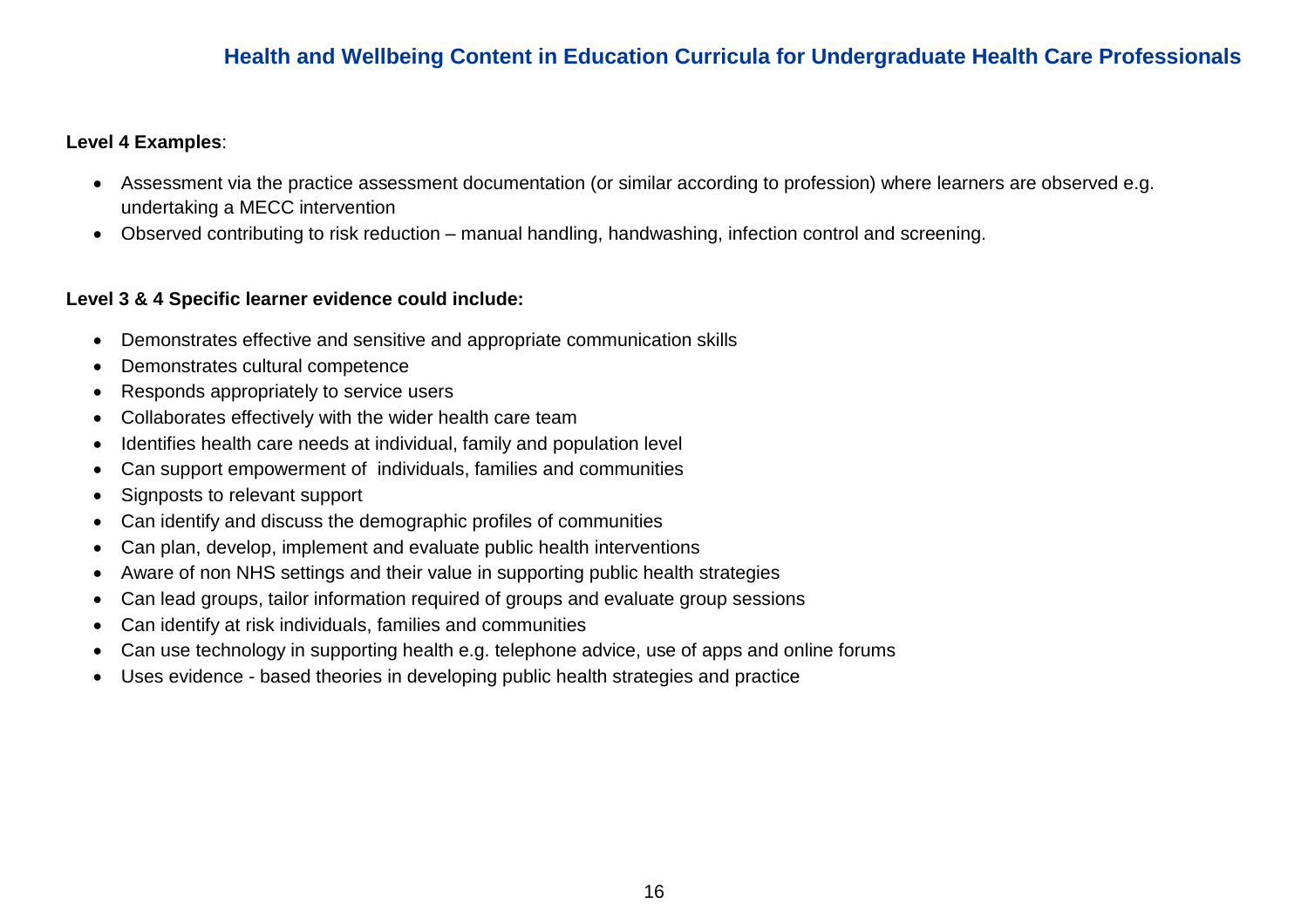**Level 4 Examples**:

- Assessment via the practice assessment documentation (or similar according to profession) where learners are observed e.g. undertaking a MECC intervention
- Observed contributing to risk reduction – manual handling, handwashing, infection control and screening.

**Level 3 & 4 Specific learner evidence could include:**

- Demonstrates effective and sensitive and appropriate communication skills
- Demonstrates cultural competence
- Responds appropriately to service users
- Collaborates effectively with the wider health care team
- Identifies health care needs at individual, family and population level
- Can support empowerment of  individuals, families and communities
- Signposts to relevant support
- Can identify and discuss the demographic profiles of communities
- Can plan, develop, implement and evaluate public health interventions
- Aware of non NHS settings and their value in supporting public health strategies
- Can lead groups, tailor information required of groups and evaluate group sessions
- Can identify at risk individuals, families and communities
- Can use technology in supporting health e.g. telephone advice, use of apps and online forums
- Uses evidence - based theories in developing public health strategies and practice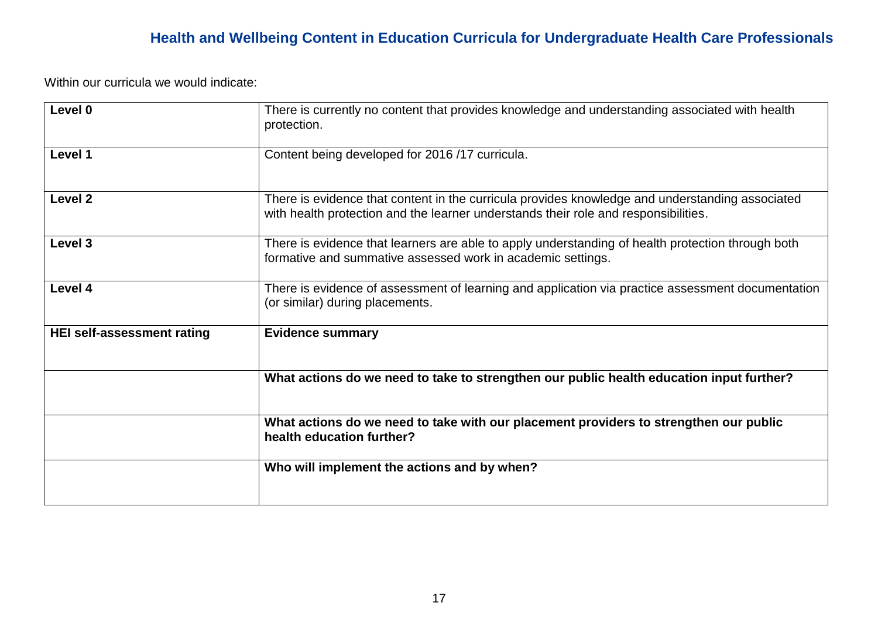## Health and Wellbeing Content in Education Curricula for Undergraduate Health Care Professionals

Within our curricula we would indicate:

| **Level 0** | There is currently no content that provides knowledge and understanding associated with health protection. |
|---|---|
| **Level 1** | Content being developed for 2016 /17 curricula. |
| **Level 2** | There is evidence that content in the curricula provides knowledge and understanding associated with health protection and the learner understands their role and responsibilities. |
| **Level 3** | There is evidence that learners are able to apply understanding of health protection through both formative and summative assessed work in academic settings. |
| **Level 4** | There is evidence of assessment of learning and application via practice assessment documentation (or similar) during placements. |
| **HEI self-assessment rating** | **Evidence summary** |
| | **What actions do we need to take to strengthen our public health education input further?** |
| | **What actions do we need to take with our placement providers to strengthen our public health education further?** |
| | **Who will implement the actions and by when?** |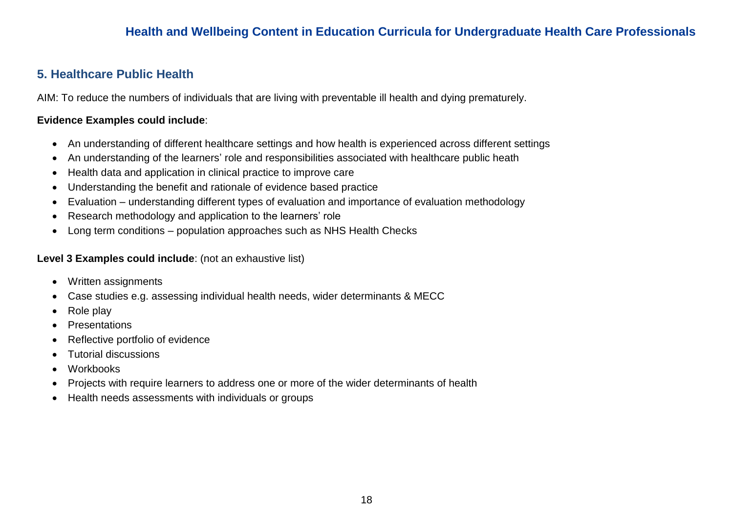## 5. Healthcare Public Health

AIM: To reduce the numbers of individuals that are living with preventable ill health and dying prematurely.

**Evidence Examples could include**:

- An understanding of different healthcare settings and how health is experienced across different settings
- An understanding of the learners' role and responsibilities associated with healthcare public heath
- Health data and application in clinical practice to improve care
- Understanding the benefit and rationale of evidence based practice
- Evaluation – understanding different types of evaluation and importance of evaluation methodology
- Research methodology and application to the learners' role
- Long term conditions – population approaches such as NHS Health Checks

**Level 3 Examples could include**: (not an exhaustive list)

- Written assignments
- Case studies e.g. assessing individual health needs, wider determinants & MECC
- Role play
- Presentations
- Reflective portfolio of evidence
- Tutorial discussions
- Workbooks
- Projects with require learners to address one or more of the wider determinants of health
- Health needs assessments with individuals or groups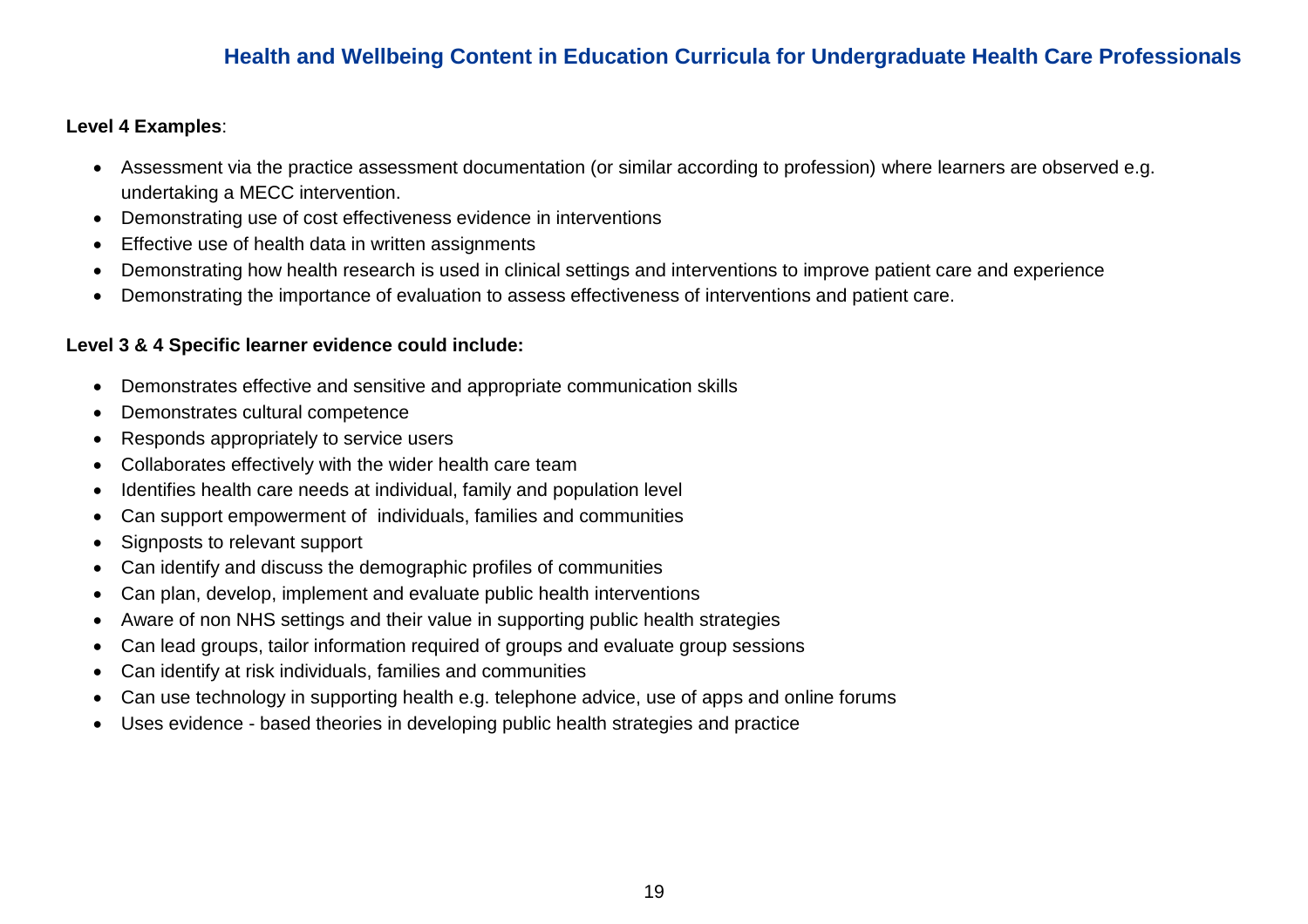**Level 4 Examples**:

- Assessment via the practice assessment documentation (or similar according to profession) where learners are observed e.g. undertaking a MECC intervention.
- Demonstrating use of cost effectiveness evidence in interventions
- Effective use of health data in written assignments
- Demonstrating how health research is used in clinical settings and interventions to improve patient care and experience
- Demonstrating the importance of evaluation to assess effectiveness of interventions and patient care.

**Level 3 & 4 Specific learner evidence could include:**

- Demonstrates effective and sensitive and appropriate communication skills
- Demonstrates cultural competence
- Responds appropriately to service users
- Collaborates effectively with the wider health care team
- Identifies health care needs at individual, family and population level
- Can support empowerment of individuals, families and communities
- Signposts to relevant support
- Can identify and discuss the demographic profiles of communities
- Can plan, develop, implement and evaluate public health interventions
- Aware of non NHS settings and their value in supporting public health strategies
- Can lead groups, tailor information required of groups and evaluate group sessions
- Can identify at risk individuals, families and communities
- Can use technology in supporting health e.g. telephone advice, use of apps and online forums
- Uses evidence - based theories in developing public health strategies and practice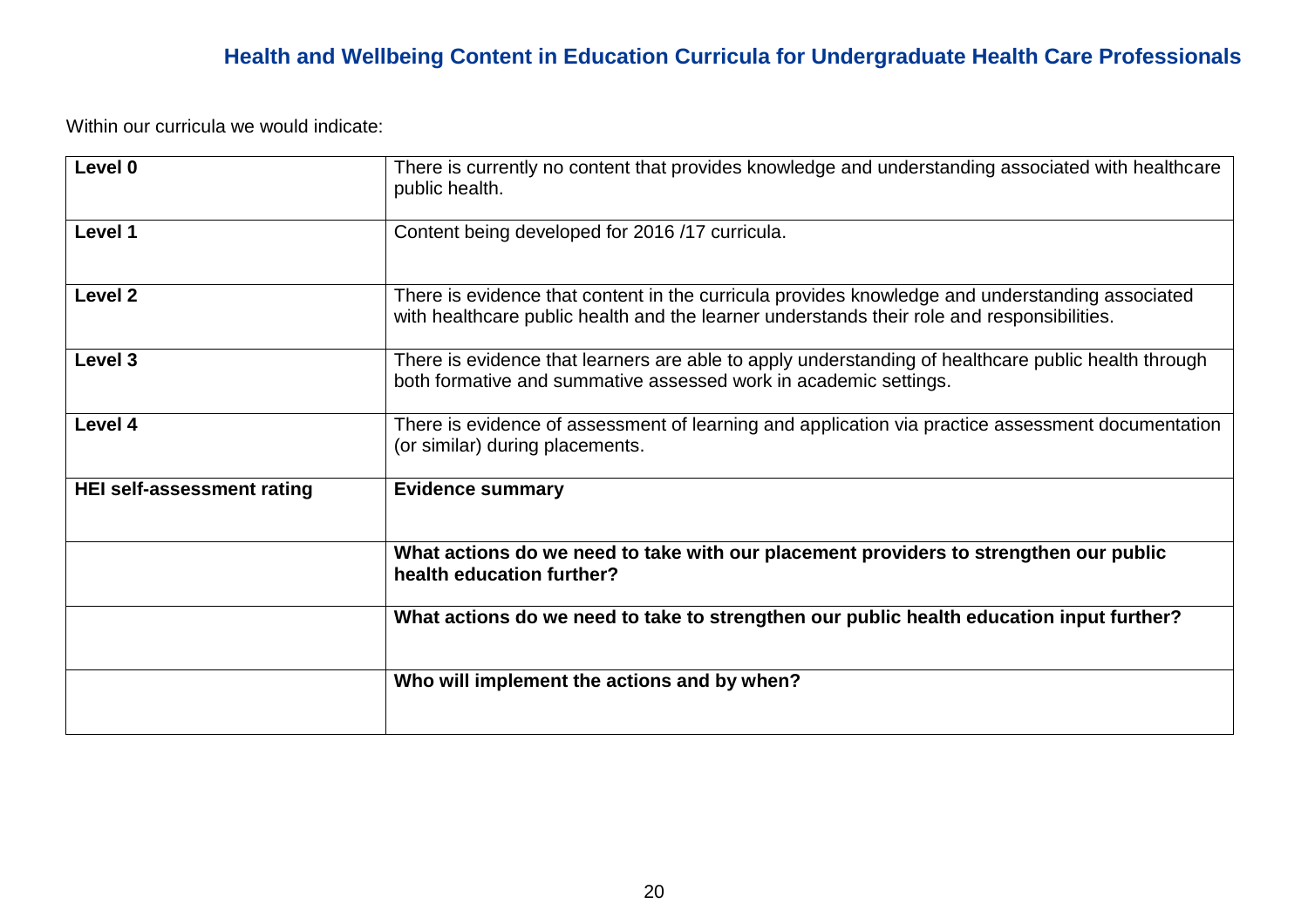## Health and Wellbeing Content in Education Curricula for Undergraduate Health Care Professionals

Within our curricula we would indicate:

| | |
|---|---|
| **Level 0** | There is currently no content that provides knowledge and understanding associated with healthcare public health. |
| **Level 1** | Content being developed for 2016 /17 curricula. |
| **Level 2** | There is evidence that content in the curricula provides knowledge and understanding associated with healthcare public health and the learner understands their role and responsibilities. |
| **Level 3** | There is evidence that learners are able to apply understanding of healthcare public health through both formative and summative assessed work in academic settings. |
| **Level 4** | There is evidence of assessment of learning and application via practice assessment documentation (or similar) during placements. |
| **HEI self-assessment rating** | **Evidence summary** |
| | **What actions do we need to take with our placement providers to strengthen our public health education further?** |
| | **What actions do we need to take to strengthen our public health education input further?** |
| | **Who will implement the actions and by when?** |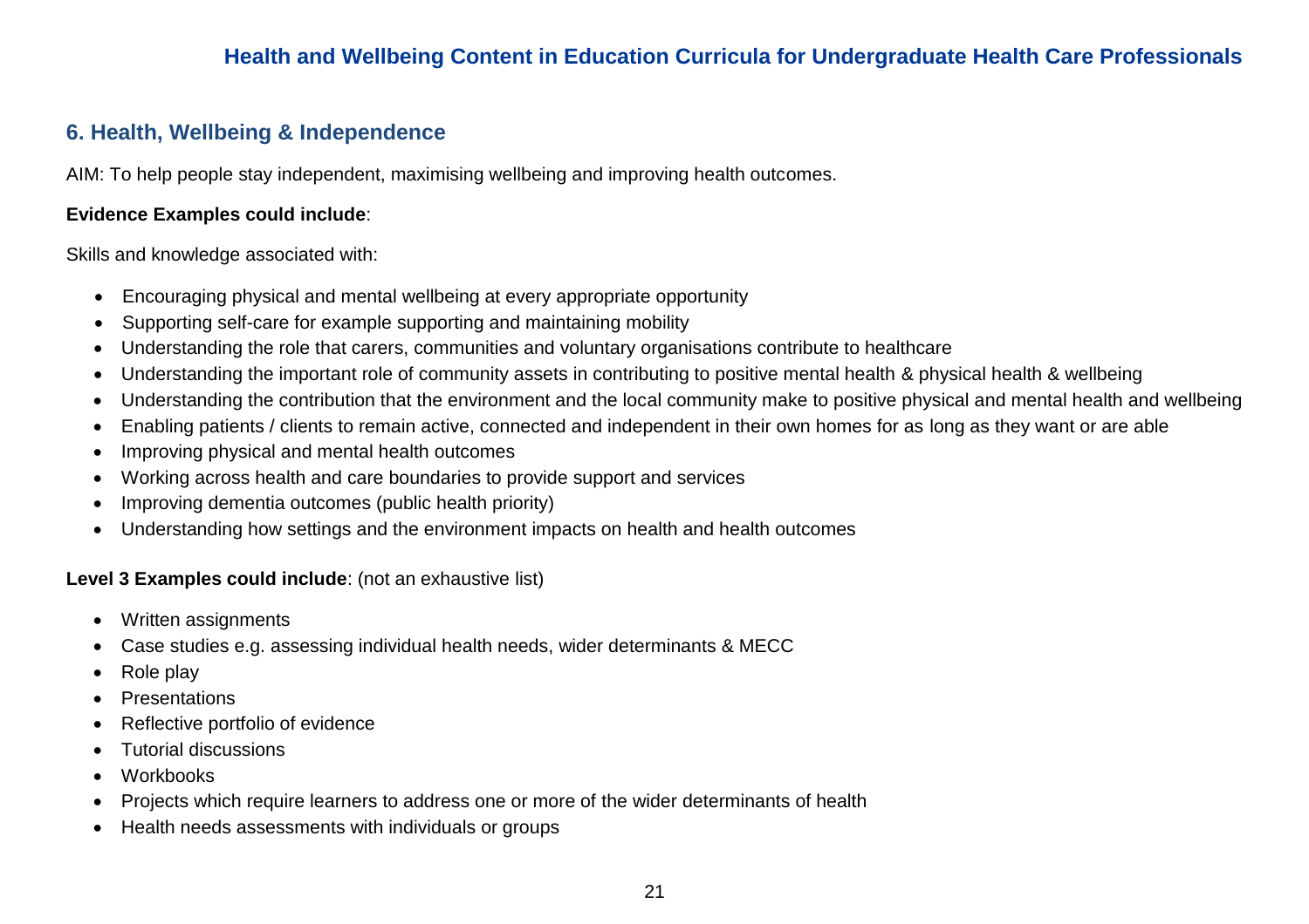## 6. Health, Wellbeing & Independence

AIM: To help people stay independent, maximising wellbeing and improving health outcomes.

**Evidence Examples could include**:

Skills and knowledge associated with:

- Encouraging physical and mental wellbeing at every appropriate opportunity
- Supporting self-care for example supporting and maintaining mobility
- Understanding the role that carers, communities and voluntary organisations contribute to healthcare
- Understanding the important role of community assets in contributing to positive mental health & physical health & wellbeing
- Understanding the contribution that the environment and the local community make to positive physical and mental health and wellbeing
- Enabling patients / clients to remain active, connected and independent in their own homes for as long as they want or are able
- Improving physical and mental health outcomes
- Working across health and care boundaries to provide support and services
- Improving dementia outcomes (public health priority)
- Understanding how settings and the environment impacts on health and health outcomes

**Level 3 Examples could include**: (not an exhaustive list)

- Written assignments
- Case studies e.g. assessing individual health needs, wider determinants & MECC
- Role play
- Presentations
- Reflective portfolio of evidence
- Tutorial discussions
- Workbooks
- Projects which require learners to address one or more of the wider determinants of health
- Health needs assessments with individuals or groups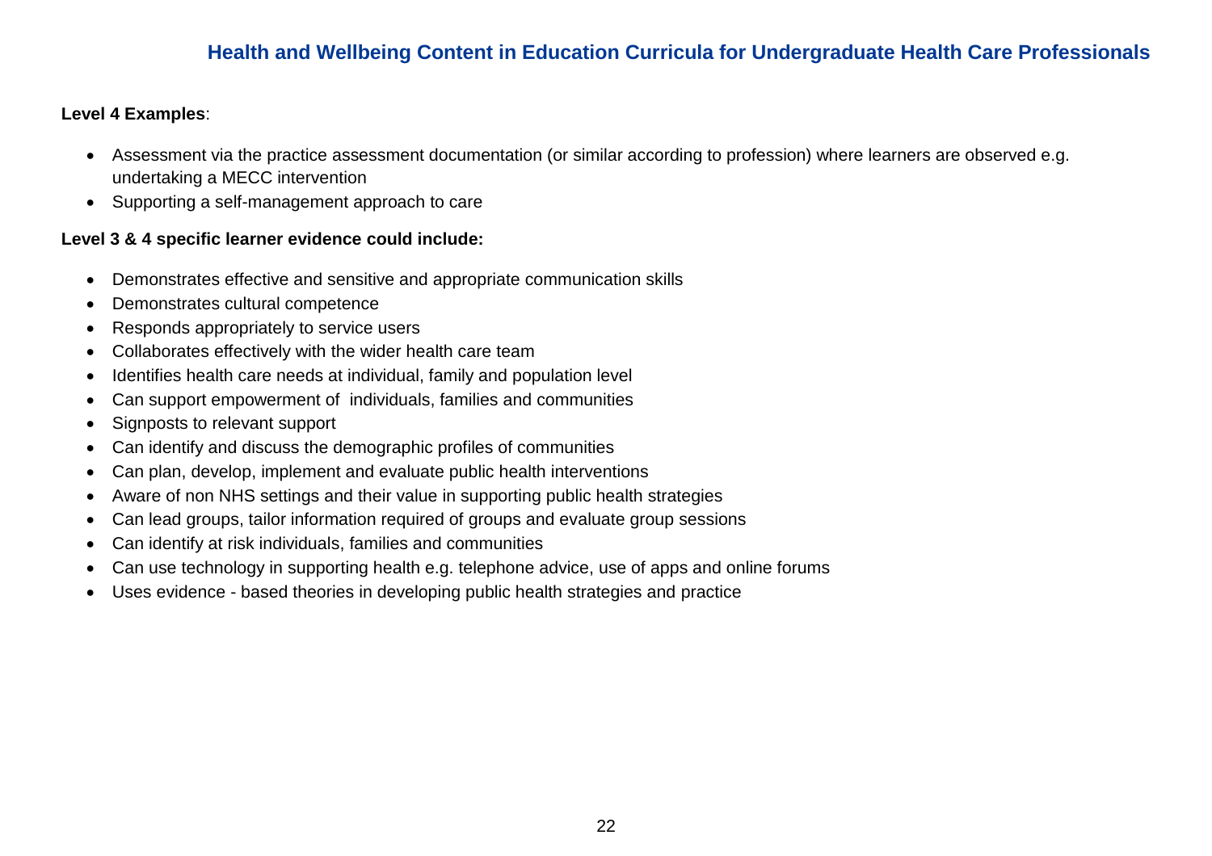**Level 4 Examples**:

- Assessment via the practice assessment documentation (or similar according to profession) where learners are observed e.g. undertaking a MECC intervention
- Supporting a self-management approach to care

**Level 3 & 4 specific learner evidence could include:**

- Demonstrates effective and sensitive and appropriate communication skills
- Demonstrates cultural competence
- Responds appropriately to service users
- Collaborates effectively with the wider health care team
- Identifies health care needs at individual, family and population level
- Can support empowerment of individuals, families and communities
- Signposts to relevant support
- Can identify and discuss the demographic profiles of communities
- Can plan, develop, implement and evaluate public health interventions
- Aware of non NHS settings and their value in supporting public health strategies
- Can lead groups, tailor information required of groups and evaluate group sessions
- Can identify at risk individuals, families and communities
- Can use technology in supporting health e.g. telephone advice, use of apps and online forums
- Uses evidence - based theories in developing public health strategies and practice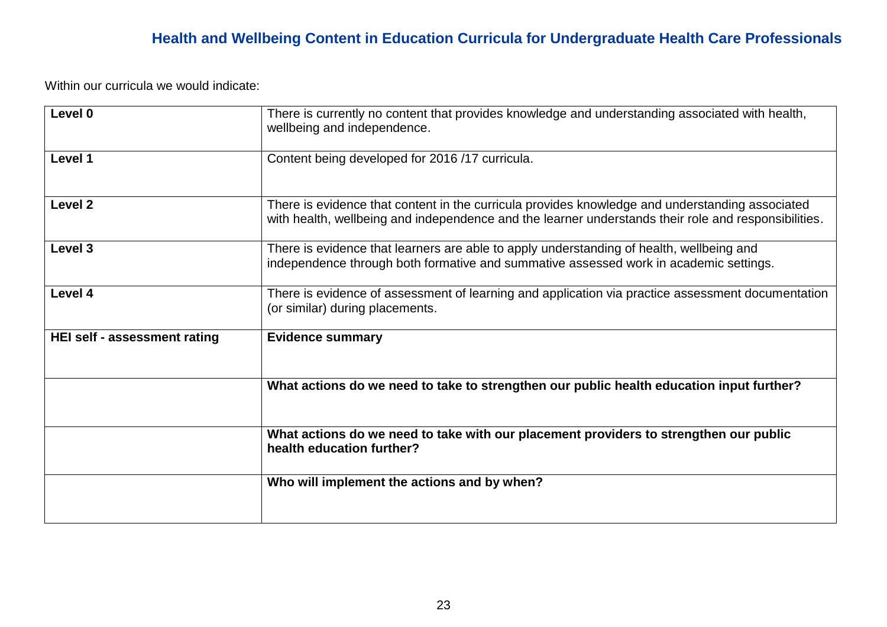## Health and Wellbeing Content in Education Curricula for Undergraduate Health Care Professionals

Within our curricula we would indicate:

| | |
|---|---|
| **Level 0** | There is currently no content that provides knowledge and understanding associated with health, wellbeing and independence. |
| **Level 1** | Content being developed for 2016 /17 curricula. |
| **Level 2** | There is evidence that content in the curricula provides knowledge and understanding associated with health, wellbeing and independence and the learner understands their role and responsibilities. |
| **Level 3** | There is evidence that learners are able to apply understanding of health, wellbeing and independence through both formative and summative assessed work in academic settings. |
| **Level 4** | There is evidence of assessment of learning and application via practice assessment documentation (or similar) during placements. |
| **HEI self - assessment rating** | **Evidence summary** |
| | **What actions do we need to take to strengthen our public health education input further?** |
| | **What actions do we need to take with our placement providers to strengthen our public health education further?** |
| | **Who will implement the actions and by when?** |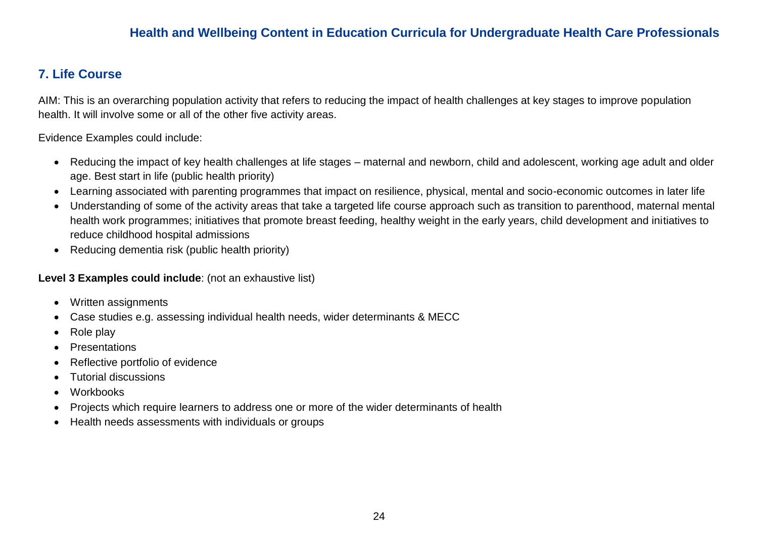## 7. Life Course

AIM: This is an overarching population activity that refers to reducing the impact of health challenges at key stages to improve population health. It will involve some or all of the other five activity areas.

Evidence Examples could include:

- Reducing the impact of key health challenges at life stages – maternal and newborn, child and adolescent, working age adult and older age. Best start in life (public health priority)
- Learning associated with parenting programmes that impact on resilience, physical, mental and socio-economic outcomes in later life
- Understanding of some of the activity areas that take a targeted life course approach such as transition to parenthood, maternal mental health work programmes; initiatives that promote breast feeding, healthy weight in the early years, child development and initiatives to reduce childhood hospital admissions
- Reducing dementia risk (public health priority)

**Level 3 Examples could include**: (not an exhaustive list)

- Written assignments
- Case studies e.g. assessing individual health needs, wider determinants & MECC
- Role play
- Presentations
- Reflective portfolio of evidence
- Tutorial discussions
- Workbooks
- Projects which require learners to address one or more of the wider determinants of health
- Health needs assessments with individuals or groups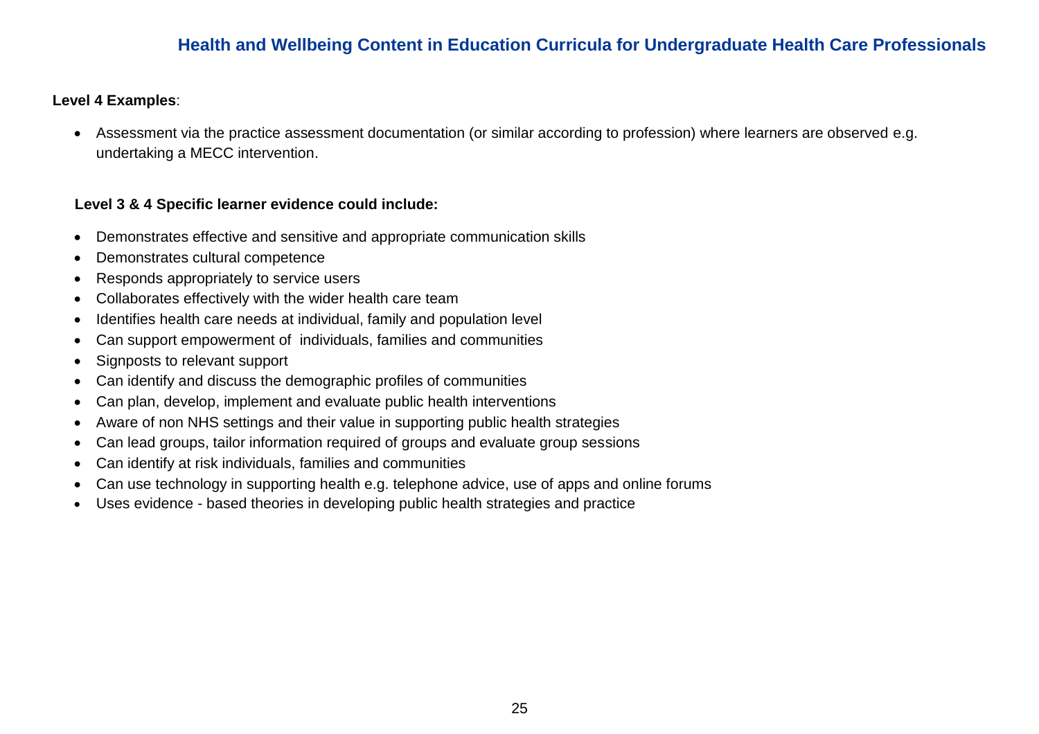**Level 4 Examples**:

- Assessment via the practice assessment documentation (or similar according to profession) where learners are observed e.g. undertaking a MECC intervention.

**Level 3 & 4 Specific learner evidence could include:**

- Demonstrates effective and sensitive and appropriate communication skills
- Demonstrates cultural competence
- Responds appropriately to service users
- Collaborates effectively with the wider health care team
- Identifies health care needs at individual, family and population level
- Can support empowerment of individuals, families and communities
- Signposts to relevant support
- Can identify and discuss the demographic profiles of communities
- Can plan, develop, implement and evaluate public health interventions
- Aware of non NHS settings and their value in supporting public health strategies
- Can lead groups, tailor information required of groups and evaluate group sessions
- Can identify at risk individuals, families and communities
- Can use technology in supporting health e.g. telephone advice, use of apps and online forums
- Uses evidence - based theories in developing public health strategies and practice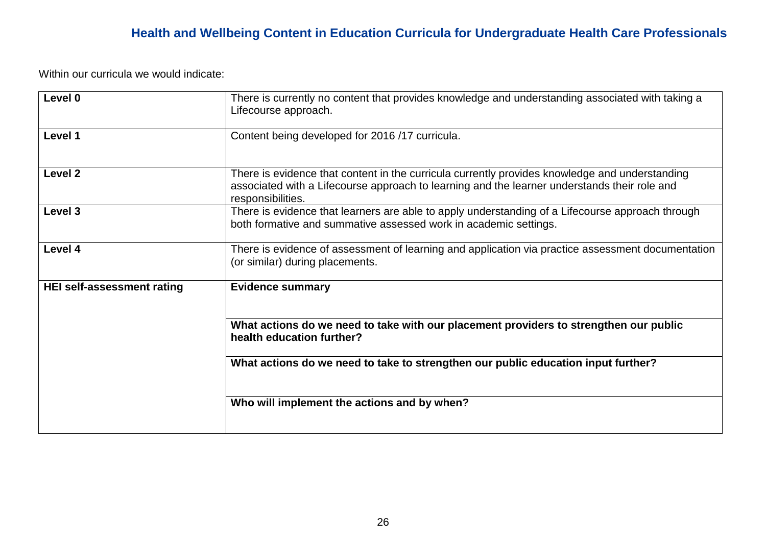## Health and Wellbeing Content in Education Curricula for Undergraduate Health Care Professionals

Within our curricula we would indicate:

| | |
|---|---|
| **Level 0** | There is currently no content that provides knowledge and understanding associated with taking a Lifecourse approach. |
| **Level 1** | Content being developed for 2016 /17 curricula. |
| **Level 2** | There is evidence that content in the curricula currently provides knowledge and understanding associated with a Lifecourse approach to learning and the learner understands their role and responsibilities. |
| **Level 3** | There is evidence that learners are able to apply understanding of a Lifecourse approach through both formative and summative assessed work in academic settings. |
| **Level 4** | There is evidence of assessment of learning and application via practice assessment documentation (or similar) during placements. |
| **HEI self-assessment rating** | **Evidence summary** |
| | **What actions do we need to take with our placement providers to strengthen our public health education further?** |
| | **What actions do we need to take to strengthen our public education input further?** |
| | **Who will implement the actions and by when?** |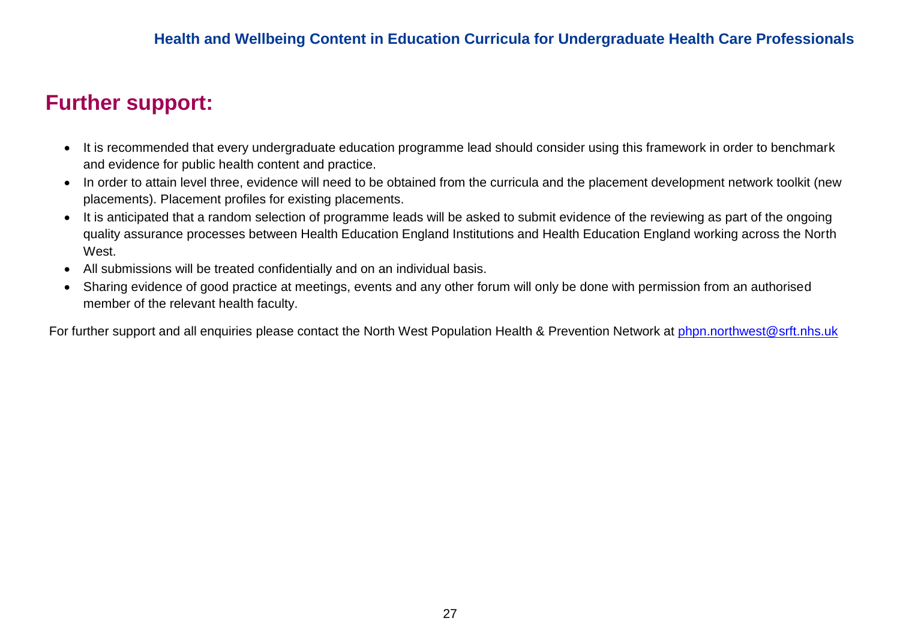## Further support:

- It is recommended that every undergraduate education programme lead should consider using this framework in order to benchmark and evidence for public health content and practice.
- In order to attain level three, evidence will need to be obtained from the curricula and the placement development network toolkit (new placements). Placement profiles for existing placements.
- It is anticipated that a random selection of programme leads will be asked to submit evidence of the reviewing as part of the ongoing quality assurance processes between Health Education England Institutions and Health Education England working across the North West.
- All submissions will be treated confidentially and on an individual basis.
- Sharing evidence of good practice at meetings, events and any other forum will only be done with permission from an authorised member of the relevant health faculty.

For further support and all enquiries please contact the North West Population Health & Prevention Network at [phpn.northwest@srft.nhs.uk](mailto:phpn.northwest@srft.nhs.uk)